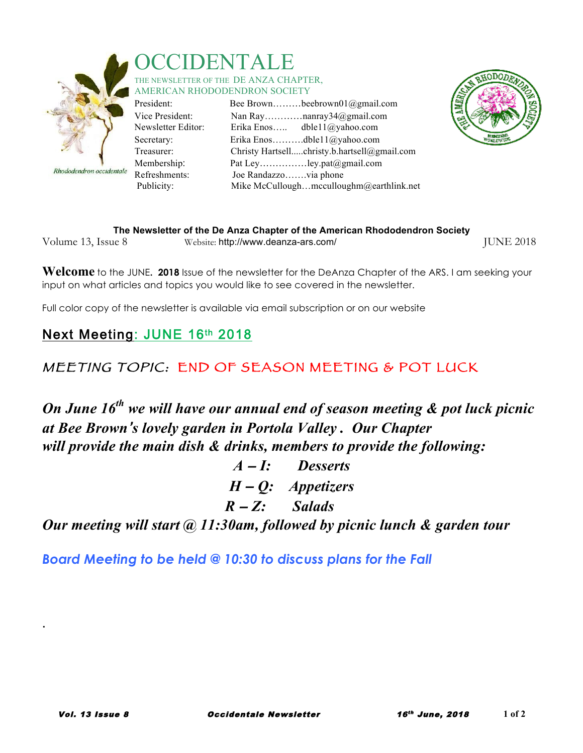# OCCIDENTALE

THE NEWSLETTER OF THE DE ANZA CHAPTER, AMERICAN RHODODENDRON SOCIETY

Rhododendron occidentale

| | |
|---|---|
| President: | Bee Brown………beebrown01@gmail.com |
| Vice President: | Nan Ray…………nanray34@gmail.com |
| Newsletter Editor: | Erika Enos….. dble11@yahoo.com |
| Secretary: | Erika Enos……….dble11@yahoo.com |
| Treasurer: | Christy Hartsell.....christy.b.hartsell@gmail.com |
| Membership: | Pat Ley……………ley.pat@gmail.com |
| Refreshments: | Joe Randazzo…….via phone |
| Publicity: | Mike McCullough…mcculloughm@earthlink.net |

**The Newsletter of the De Anza Chapter of the American Rhododendron Society**

Volume 13, Issue 8 — Website: http://www.deanza-ars.com/ — JUNE 2018

**Welcome** to the JUNE. **2018** Issue of the newsletter for the DeAnza Chapter of the ARS. I am seeking your input on what articles and topics you would like to see covered in the newsletter.

Full color copy of the newsletter is available via email subscription or on our website

## Next Meeting: JUNE 16th 2018

## MEETING TOPIC: END OF SEASON MEETING & POT LUCK

***On June 16th we will have our annual end of season meeting & pot luck picnic at Bee Brown's lovely garden in Portola Valley. Our Chapter will provide the main dish & drinks, members to provide the following:***

***A – I: Desserts***

***H – Q: Appetizers***

***R – Z: Salads***

***Our meeting will start @ 11:30am, followed by picnic lunch & garden tour***

***Board Meeting to be held @ 10:30 to discuss plans for the Fall***

.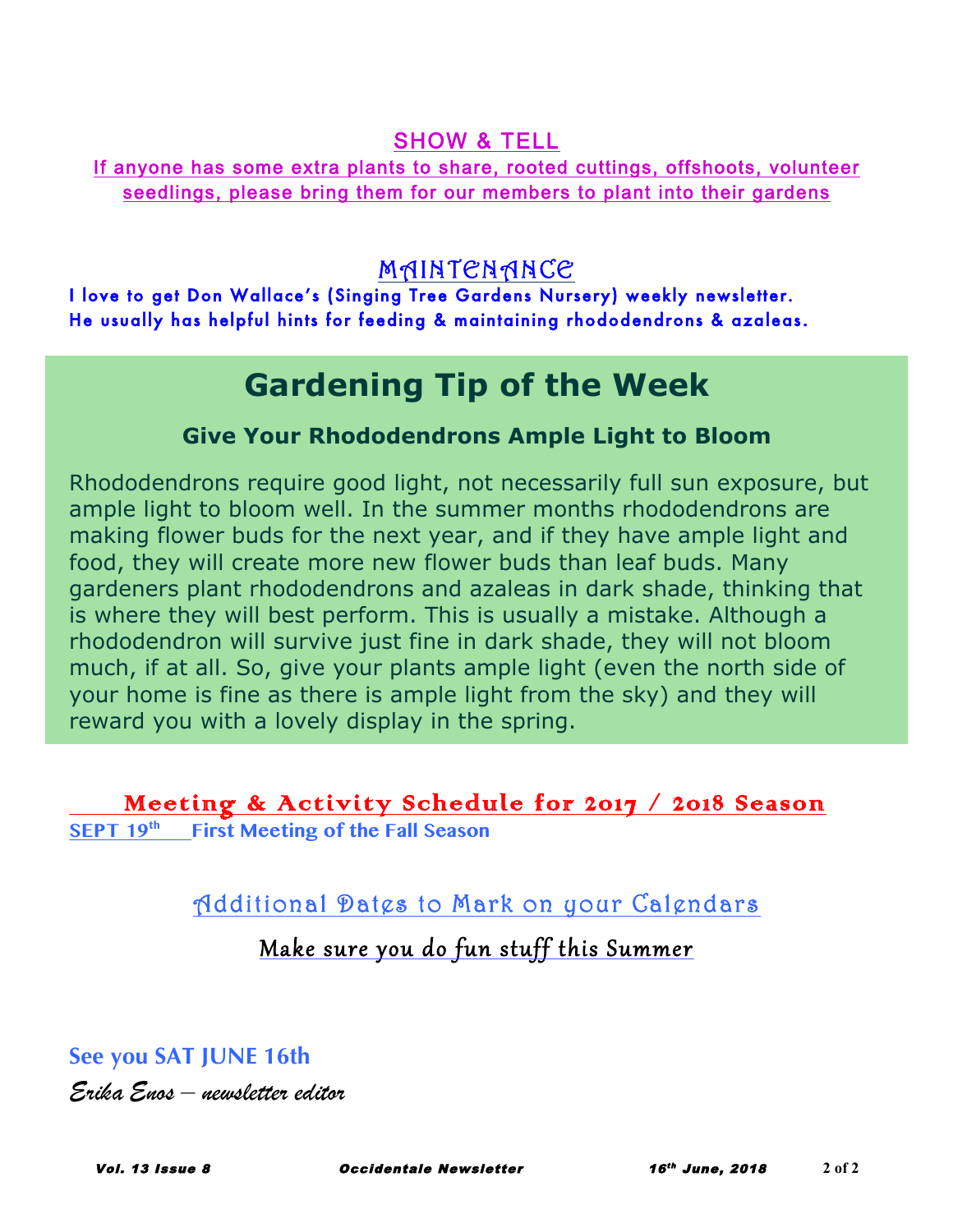## SHOW & TELL

If anyone has some extra plants to share, rooted cuttings, offshoots, volunteer seedlings, please bring them for our members to plant into their gardens

## MAINTENANCE

**I love to get Don Wallace's (Singing Tree Gardens Nursery) weekly newsletter. He usually has helpful hints for feeding & maintaining rhododendrons & azaleas.**

# Gardening Tip of the Week

### Give Your Rhododendrons Ample Light to Bloom

Rhododendrons require good light, not necessarily full sun exposure, but ample light to bloom well. In the summer months rhododendrons are making flower buds for the next year, and if they have ample light and food, they will create more new flower buds than leaf buds. Many gardeners plant rhododendrons and azaleas in dark shade, thinking that is where they will best perform. This is usually a mistake. Although a rhododendron will survive just fine in dark shade, they will not bloom much, if at all. So, give your plants ample light (even the north side of your home is fine as there is ample light from the sky) and they will reward you with a lovely display in the spring.

## Meeting & Activity Schedule for 2017 / 2018 Season

**SEPT 19th** **First Meeting of the Fall Season**

## Additional Dates to Mark on your Calendars

Make sure you do fun stuff this Summer

**See you SAT JUNE 16th**

*Erika Enos – newsletter editor*